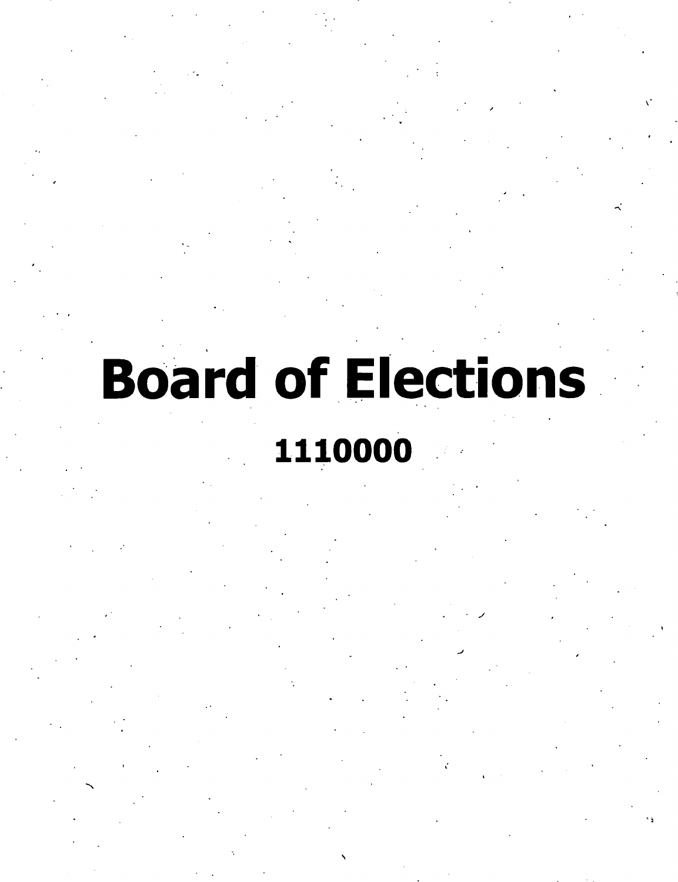# Board of Elections

## 1110000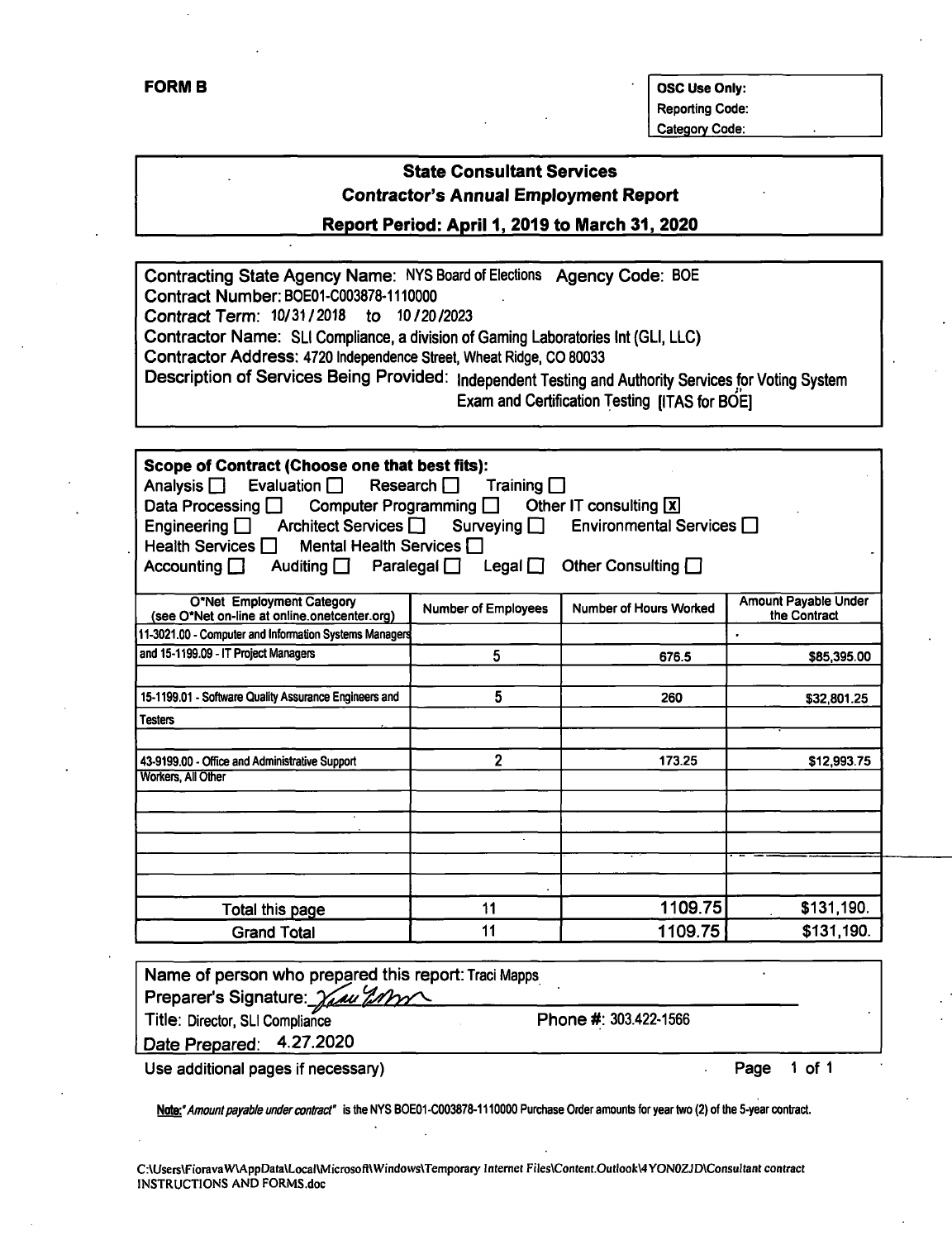**FORM B**

| OSC Use Only: |
|---|
| Reporting Code: |
| Category Code: |

## State Consultant Services
## Contractor's Annual Employment Report
## Report Period: April 1, 2019 to March 31, 2020

**Contracting State Agency Name:** NYS Board of Elections **Agency Code:** BOE
**Contract Number:** BOE01-C003878-1110000
**Contract Term:** 10/31/2018 to 10/20/2023
**Contractor Name:** SLI Compliance, a division of Gaming Laboratories Int (GLI, LLC)
**Contractor Address:** 4720 Independence Street, Wheat Ridge, CO 80033
**Description of Services Being Provided:** Independent Testing and Authority Services for Voting System Exam and Certification Testing [ITAS for BOE]

**Scope of Contract (Choose one that best fits):**
Analysis ☐ Evaluation ☐ Research ☐ Training ☐
Data Processing ☐ Computer Programming ☐ Other IT consulting ☒
Engineering ☐ Architect Services ☐ Surveying ☐ Environmental Services ☐
Health Services ☐ Mental Health Services ☐
Accounting ☐ Auditing ☐ Paralegal ☐ Legal ☐ Other Consulting ☐

| O*Net Employment Category (see O*Net on-line at online.onetcenter.org) | Number of Employees | Number of Hours Worked | Amount Payable Under the Contract |
|---|---|---|---|
| 11-3021.00 - Computer and Information Systems Managers and 15-1199.09 - IT Project Managers | 5 | 676.5 | $85,395.00 |
| 15-1199.01 - Software Quality Assurance Engineers and Testers | 5 | 260 | $32,801.25 |
| 43-9199.00 - Office and Administrative Support Workers, All Other | 2 | 173.25 | $12,993.75 |
| Total this page | 11 | 1109.75 | $131,190. |
| Grand Total | 11 | 1109.75 | $131,190. |

Name of person who prepared this report: Traci Mapps
Preparer's Signature: *[signature]*
Title: Director, SLI Compliance Phone #: 303.422-1566
Date Prepared: 4.27.2020

Use additional pages if necessary)

Note: "*Amount payable under contract*" is the NYS BOE01-C003878-1110000 Purchase Order amounts for year two (2) of the 5-year contract.

C:\Users\FioravaW\AppData\Local\Microsoft\Windows\Temporary Internet Files\Content.Outlook\4YON0ZJD\Consultant contract INSTRUCTIONS AND FORMS.doc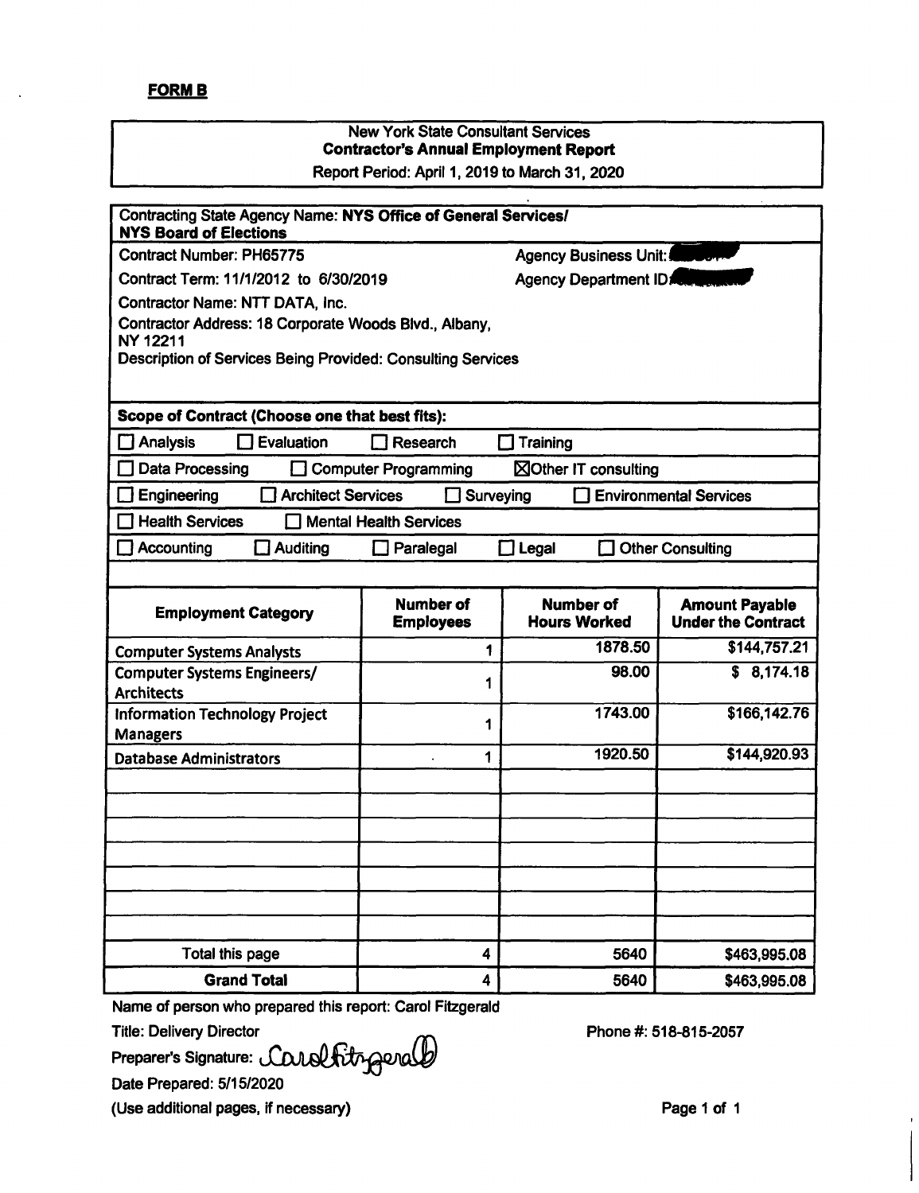**FORM B**

New York State Consultant Services
**Contractor's Annual Employment Report**
Report Period: April 1, 2019 to March 31, 2020

Contracting State Agency Name: **NYS Office of General Services/ NYS Board of Elections**

Contract Number: PH65775 Agency Business Unit: [redacted]

Contract Term: 11/1/2012 to 6/30/2019 Agency Department ID: [redacted]

Contractor Name: NTT DATA, Inc.

Contractor Address: 18 Corporate Woods Blvd., Albany, NY 12211

Description of Services Being Provided: Consulting Services

**Scope of Contract (Choose one that best fits):**

☐ Analysis ☐ Evaluation ☐ Research ☐ Training

☐ Data Processing ☐ Computer Programming ☒ Other IT consulting

☐ Engineering ☐ Architect Services ☐ Surveying ☐ Environmental Services

☐ Health Services ☐ Mental Health Services

☐ Accounting ☐ Auditing ☐ Paralegal ☐ Legal ☐ Other Consulting

| Employment Category | Number of Employees | Number of Hours Worked | Amount Payable Under the Contract |
|---|---|---|---|
| Computer Systems Analysts | 1 | 1878.50 | $144,757.21 |
| Computer Systems Engineers/ Architects | 1 | 98.00 | $ 8,174.18 |
| Information Technology Project Managers | 1 | 1743.00 | $166,142.76 |
| Database Administrators | 1 | 1920.50 | $144,920.93 |
| | | | |
| | | | |
| | | | |
| | | | |
| | | | |
| | | | |
| | | | |
| Total this page | 4 | 5640 | $463,995.08 |
| **Grand Total** | 4 | 5640 | $463,995.08 |

Name of person who prepared this report: Carol Fitzgerald

Title: Delivery Director Phone #: 518-815-2057

Preparer's Signature: Carol Fitzgerald

Date Prepared: 5/15/2020

(Use additional pages, if necessary)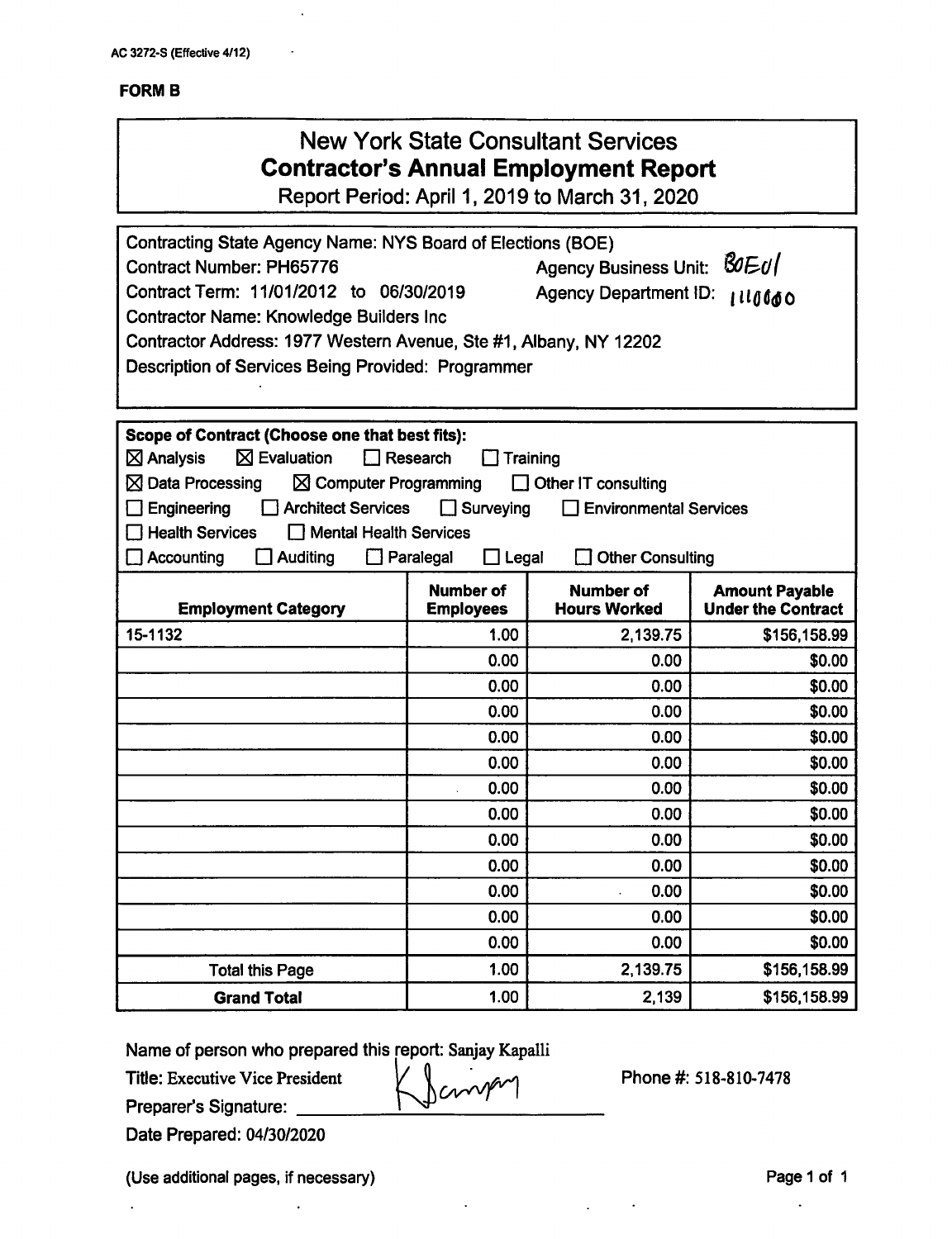AC 3272-S (Effective 4/12)

**FORM B**

# New York State Consultant Services
## Contractor's Annual Employment Report
Report Period: April 1, 2019 to March 31, 2020

Contracting State Agency Name: NYS Board of Elections (BOE)
Contract Number: PH65776 Agency Business Unit: BOE01
Contract Term: 11/01/2012 to 06/30/2019 Agency Department ID: 1110000
Contractor Name: Knowledge Builders Inc
Contractor Address: 1977 Western Avenue, Ste #1, Albany, NY 12202
Description of Services Being Provided: Programmer

**Scope of Contract (Choose one that best fits):**

☒ Analysis ☒ Evaluation ☐ Research ☐ Training
☒ Data Processing ☒ Computer Programming ☐ Other IT consulting
☐ Engineering ☐ Architect Services ☐ Surveying ☐ Environmental Services
☐ Health Services ☐ Mental Health Services
☐ Accounting ☐ Auditing ☐ Paralegal ☐ Legal ☐ Other Consulting

| Employment Category | Number of Employees | Number of Hours Worked | Amount Payable Under the Contract |
|---|---|---|---|
| 15-1132 | 1.00 | 2,139.75 | $156,158.99 |
| | 0.00 | 0.00 | $0.00 |
| | 0.00 | 0.00 | $0.00 |
| | 0.00 | 0.00 | $0.00 |
| | 0.00 | 0.00 | $0.00 |
| | 0.00 | 0.00 | $0.00 |
| | 0.00 | 0.00 | $0.00 |
| | 0.00 | 0.00 | $0.00 |
| | 0.00 | 0.00 | $0.00 |
| | 0.00 | 0.00 | $0.00 |
| | 0.00 | 0.00 | $0.00 |
| | 0.00 | 0.00 | $0.00 |
| | 0.00 | 0.00 | $0.00 |
| Total this Page | 1.00 | 2,139.75 | $156,158.99 |
| **Grand Total** | 1.00 | 2,139 | $156,158.99 |

Name of person who prepared this report: Sanjay Kapalli
Title: Executive Vice President Phone #: 518-810-7478
Preparer's Signature: KSanjay
Date Prepared: 04/30/2020

(Use additional pages, if necessary)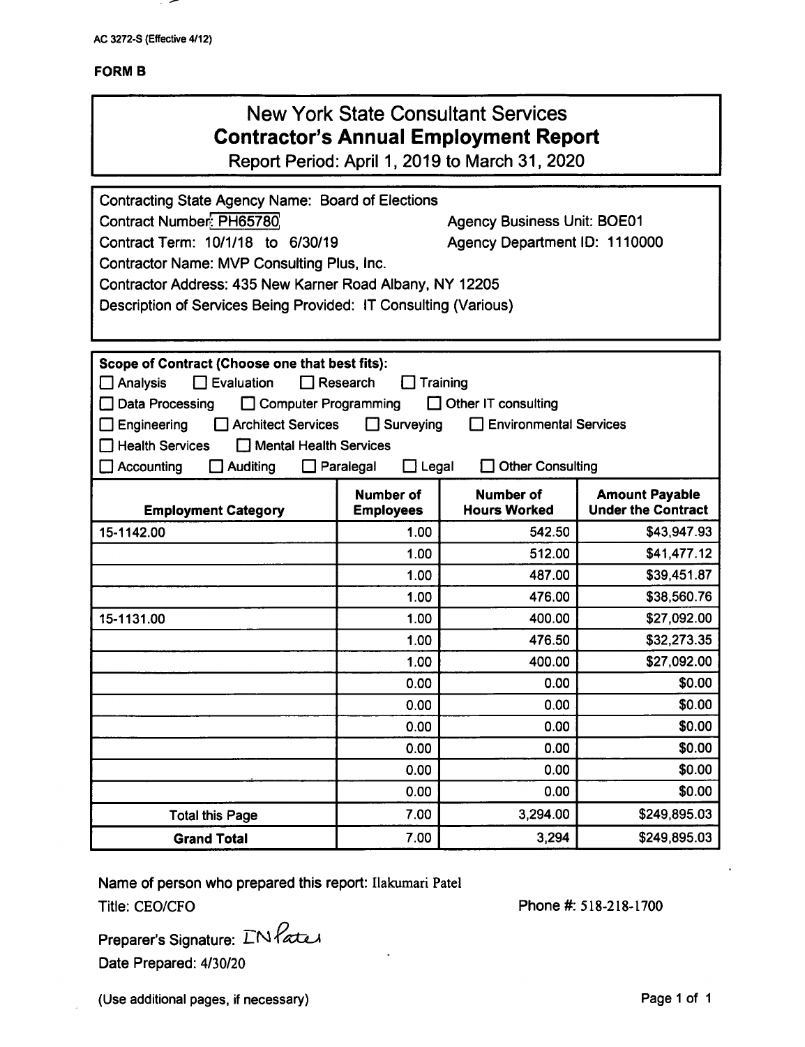AC 3272-S (Effective 4/12)

**FORM B**

# New York State Consultant Services
## Contractor's Annual Employment Report

Report Period: April 1, 2019 to March 31, 2020

Contracting State Agency Name: Board of Elections
Contract Number: PH65780
Agency Business Unit: BOE01
Contract Term: 10/1/18 to 6/30/19
Agency Department ID: 1110000
Contractor Name: MVP Consulting Plus, Inc.
Contractor Address: 435 New Karner Road Albany, NY 12205
Description of Services Being Provided: IT Consulting (Various)

**Scope of Contract (Choose one that best fits):**

☐ Analysis ☐ Evaluation ☐ Research ☐ Training
☐ Data Processing ☐ Computer Programming ☐ Other IT consulting
☐ Engineering ☐ Architect Services ☐ Surveying ☐ Environmental Services
☐ Health Services ☐ Mental Health Services
☐ Accounting ☐ Auditing ☐ Paralegal ☐ Legal ☐ Other Consulting

| Employment Category | Number of Employees | Number of Hours Worked | Amount Payable Under the Contract |
|---|---|---|---|
| 15-1142.00 | 1.00 | 542.50 | $43,947.93 |
| | 1.00 | 512.00 | $41,477.12 |
| | 1.00 | 487.00 | $39,451.87 |
| | 1.00 | 476.00 | $38,560.76 |
| 15-1131.00 | 1.00 | 400.00 | $27,092.00 |
| | 1.00 | 476.50 | $32,273.35 |
| | 1.00 | 400.00 | $27,092.00 |
| | 0.00 | 0.00 | $0.00 |
| | 0.00 | 0.00 | $0.00 |
| | 0.00 | 0.00 | $0.00 |
| | 0.00 | 0.00 | $0.00 |
| | 0.00 | 0.00 | $0.00 |
| | 0.00 | 0.00 | $0.00 |
| Total this Page | 7.00 | 3,294.00 | $249,895.03 |
| **Grand Total** | 7.00 | 3,294 | $249,895.03 |

Name of person who prepared this report: Ilakumari Patel
Title: CEO/CFO
Phone #: 518-218-1700

Preparer's Signature: IN Patel
Date Prepared: 4/30/20

(Use additional pages, if necessary)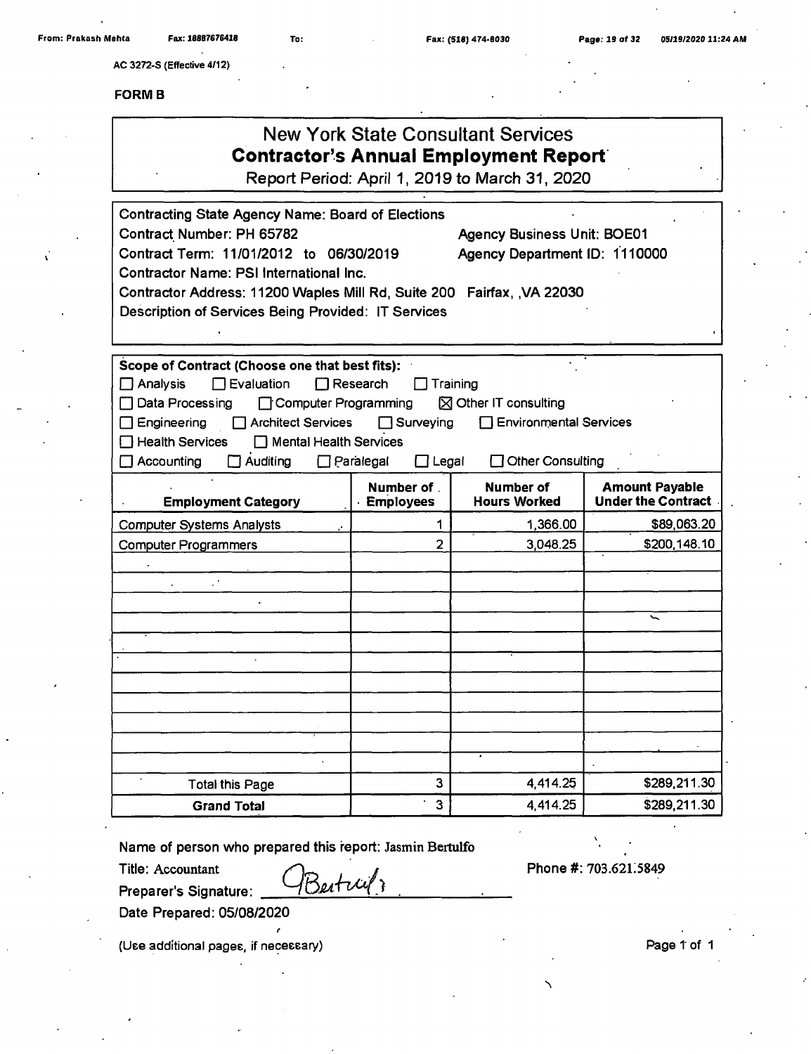AC 3272-S (Effective 4/12)

**FORM B**

# New York State Consultant Services
## Contractor's Annual Employment Report
Report Period: April 1, 2019 to March 31, 2020

Contracting State Agency Name: Board of Elections
Contract Number: PH 65782 Agency Business Unit: BOE01
Contract Term: 11/01/2012 to 06/30/2019 Agency Department ID: 1110000
Contractor Name: PSI International Inc.
Contractor Address: 11200 Waples Mill Rd, Suite 200 Fairfax, ,VA 22030
Description of Services Being Provided: IT Services

**Scope of Contract (Choose one that best fits):**

- ☐ Analysis ☐ Evaluation ☐ Research ☐ Training
- ☐ Data Processing ☐ Computer Programming ☒ Other IT consulting
- ☐ Engineering ☐ Architect Services ☐ Surveying ☐ Environmental Services
- ☐ Health Services ☐ Mental Health Services
- ☐ Accounting ☐ Auditing ☐ Paralegal ☐ Legal ☐ Other Consulting

| Employment Category | Number of Employees | Number of Hours Worked | Amount Payable Under the Contract |
|---|---|---|---|
| Computer Systems Analysts | 1 | 1,366.00 | $89,063.20 |
| Computer Programmers | 2 | 3,048.25 | $200,148.10 |
| | | | |
| | | | |
| | | | |
| | | | |
| | | | |
| | | | |
| | | | |
| | | | |
| | | | |
| | | | |
| | | | |
| Total this Page | 3 | 4,414.25 | $289,211.30 |
| **Grand Total** | 3 | 4,414.25 | $289,211.30 |

Name of person who prepared this report: Jasmin Bertulfo
Title: Accountant Phone #: 703.621.5849
Preparer's Signature: JBertulfo
Date Prepared: 05/08/2020

(Use additional pages, if necessary)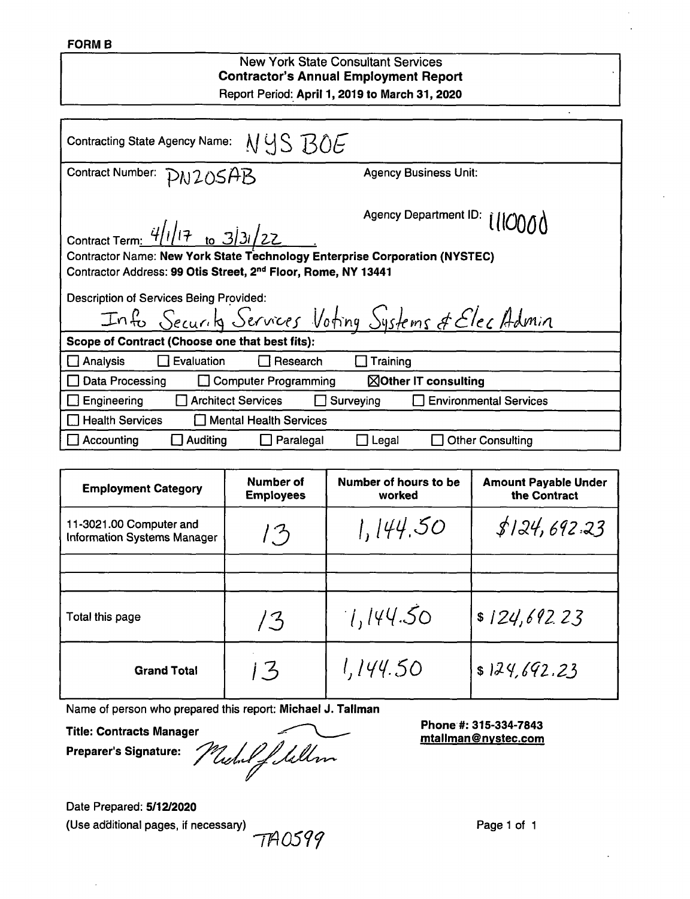**FORM B**

New York State Consultant Services
**Contractor's Annual Employment Report**
Report Period: **April 1, 2019 to March 31, 2020**

Contracting State Agency Name: NYS BOE

Contract Number: PN205AB

Agency Business Unit:

Agency Department ID: 1110000

Contract Term: 4/1/17 to 3/31/22

**Contractor Name: New York State Technology Enterprise Corporation (NYSTEC)**

**Contractor Address: 99 Otis Street, 2nd Floor, Rome, NY 13441**

Description of Services Being Provided:
Info Security Services Voting Systems & Elec Admin

**Scope of Contract (Choose one that best fits):**

- ☐ Analysis ☐ Evaluation ☐ Research ☐ Training
- ☐ Data Processing ☐ Computer Programming ☒ **Other IT consulting**
- ☐ Engineering ☐ Architect Services ☐ Surveying ☐ Environmental Services
- ☐ Health Services ☐ Mental Health Services
- ☐ Accounting ☐ Auditing ☐ Paralegal ☐ Legal ☐ Other Consulting

| Employment Category | Number of Employees | Number of hours to be worked | Amount Payable Under the Contract |
|---|---|---|---|
| 11-3021.00 Computer and Information Systems Manager | 13 | 1,144.50 | $124,692.23 |
| | | | |
| | | | |
| Total this page | 13 | 1,144.50 | $ 124,692.23 |
| **Grand Total** | 13 | 1,144.50 | $ 124,692.23 |

Name of person who prepared this report: **Michael J. Tallman**

**Title: Contracts Manager**

**Preparer's Signature:** *Michael J. Tallman*

**Phone #: 315-334-7843**
**mtallman@nystec.com**

Date Prepared: **5/12/2020**

(Use additional pages, if necessary)

TA0599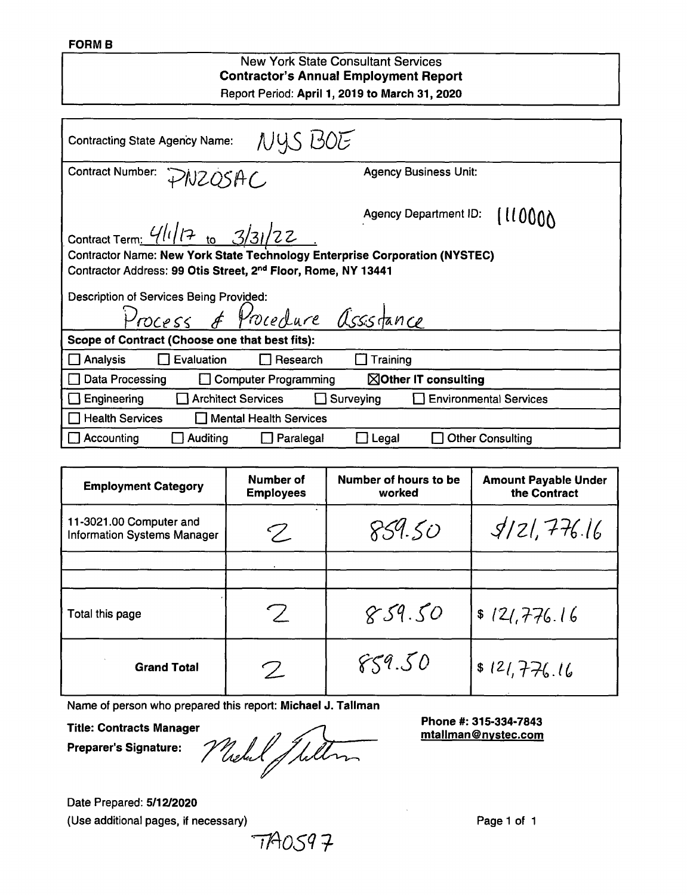**FORM B**

New York State Consultant Services
**Contractor's Annual Employment Report**
Report Period: **April 1, 2019 to March 31, 2020**

Contracting State Agency Name: NYS BOE

Contract Number: PNZ05AC

Agency Business Unit:

Agency Department ID: 1110000

Contract Term: 4/1/17 to 3/31/22

**Contractor Name: New York State Technology Enterprise Corporation (NYSTEC)**

Contractor Address: **99 Otis Street, 2nd Floor, Rome, NY 13441**

Description of Services Being Provided:
Process & Procedure Assistance

**Scope of Contract (Choose one that best fits):**

- ☐ Analysis ☐ Evaluation ☐ Research ☐ Training
- ☐ Data Processing ☐ Computer Programming ☒ **Other IT consulting**
- ☐ Engineering ☐ Architect Services ☐ Surveying ☐ Environmental Services
- ☐ Health Services ☐ Mental Health Services
- ☐ Accounting ☐ Auditing ☐ Paralegal ☐ Legal ☐ Other Consulting

| Employment Category | Number of Employees | Number of hours to be worked | Amount Payable Under the Contract |
|---|---|---|---|
| 11-3021.00 Computer and Information Systems Manager | 2 | 859.50 | $121,776.16 |
| | | | |
| | | | |
| Total this page | 2 | 859.50 | $ 121,776.16 |
| **Grand Total** | 2 | 859.50 | $ 121,776.16 |

Name of person who prepared this report: **Michael J. Tallman**

**Title: Contracts Manager**

**Preparer's Signature:** Michael Tallman

**Phone #: 315-334-7843**
**mtallman@nystec.com**

Date Prepared: **5/12/2020**
(Use additional pages, if necessary)

TA0597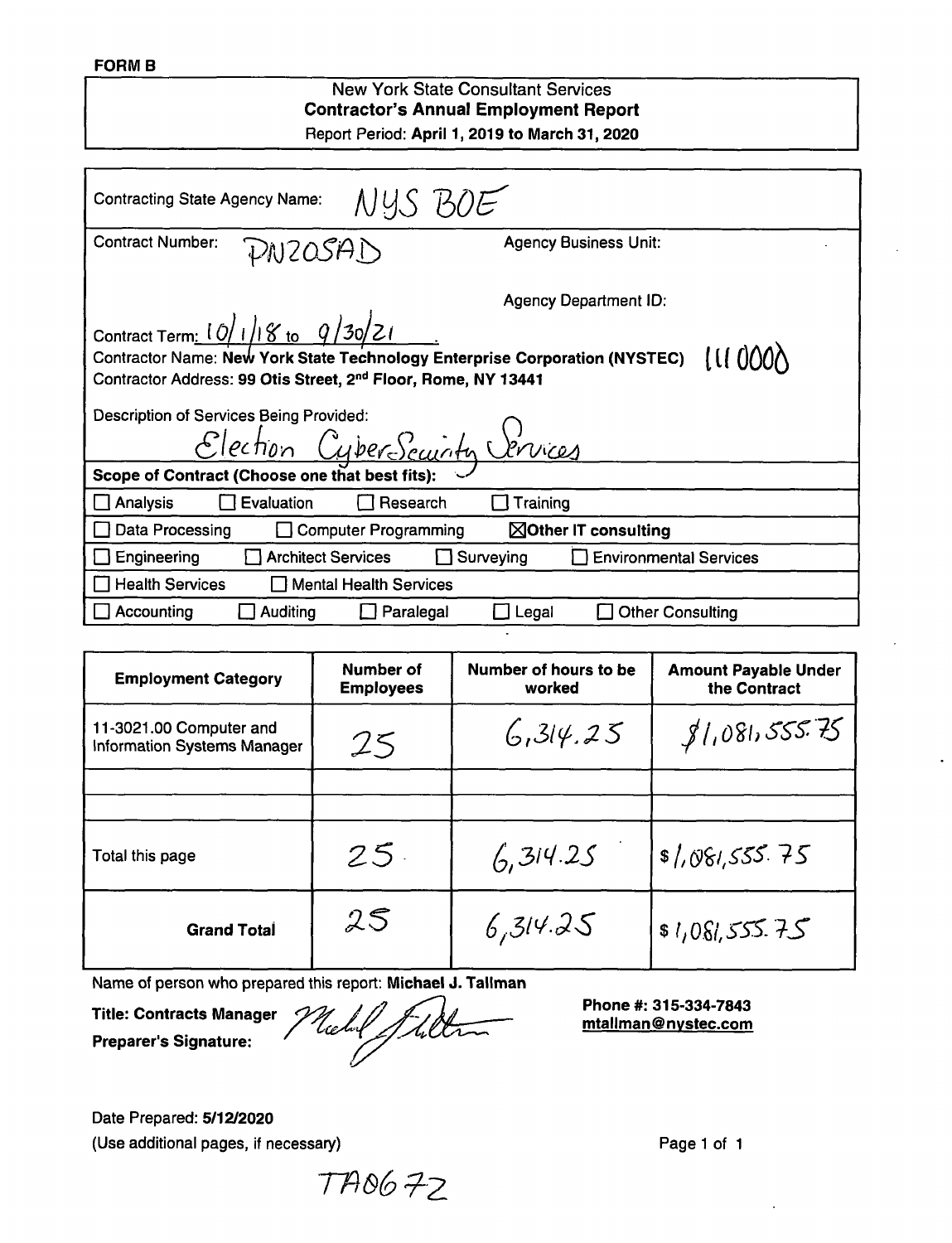**FORM B**

New York State Consultant Services
**Contractor's Annual Employment Report**
Report Period: **April 1, 2019 to March 31, 2020**

Contracting State Agency Name: NYS BOE

Contract Number: PN20SAD

Agency Business Unit:

Agency Department ID:

Contract Term: 10/1/18 to 9/30/21

Contractor Name: **New York State Technology Enterprise Corporation (NYSTEC)** 1110000

Contractor Address: **99 Otis Street, 2nd Floor, Rome, NY 13441**

Description of Services Being Provided:
Election CyberSecurity Services

**Scope of Contract (Choose one that best fits):**

- ☐ Analysis ☐ Evaluation ☐ Research ☐ Training
- ☐ Data Processing ☐ Computer Programming ☒ **Other IT consulting**
- ☐ Engineering ☐ Architect Services ☐ Surveying ☐ Environmental Services
- ☐ Health Services ☐ Mental Health Services
- ☐ Accounting ☐ Auditing ☐ Paralegal ☐ Legal ☐ Other Consulting

| Employment Category | Number of Employees | Number of hours to be worked | Amount Payable Under the Contract |
|---|---|---|---|
| 11-3021.00 Computer and Information Systems Manager | 25 | 6,314.25 | $1,081,555.75 |
| | | | |
| | | | |
| Total this page | 25 | 6,314.25 | $1,081,555.75 |
| **Grand Total** | 25 | 6,314.25 | $1,081,555.75 |

Name of person who prepared this report: **Michael J. Tallman**

**Title: Contracts Manager**

**Preparer's Signature:** Michael J. Tallman

**Phone #: 315-334-7843**
**mtallman@nystec.com**

Date Prepared: **5/12/2020**
(Use additional pages, if necessary)

TA0672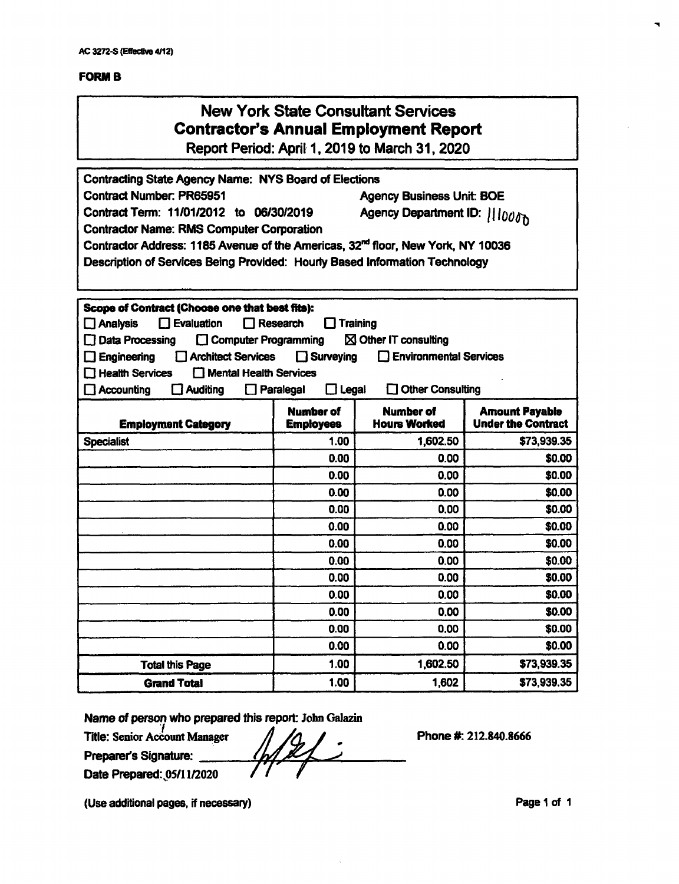AC 3272-S (Effective 4/12)

**FORM B**

# New York State Consultant Services
## Contractor's Annual Employment Report
### Report Period: April 1, 2019 to March 31, 2020

Contracting State Agency Name: NYS Board of Elections
Contract Number: PR65951 Agency Business Unit: BOE
Contract Term: 11/01/2012 to 06/30/2019 Agency Department ID: 1110000
Contractor Name: RMS Computer Corporation
Contractor Address: 1185 Avenue of the Americas, 32nd floor, New York, NY 10036
Description of Services Being Provided: Hourly Based Information Technology

**Scope of Contract (Choose one that best fits):**

☐ Analysis ☐ Evaluation ☐ Research ☐ Training
☐ Data Processing ☐ Computer Programming ☒ Other IT consulting
☐ Engineering ☐ Architect Services ☐ Surveying ☐ Environmental Services
☐ Health Services ☐ Mental Health Services
☐ Accounting ☐ Auditing ☐ Paralegal ☐ Legal ☐ Other Consulting

| Employment Category | Number of Employees | Number of Hours Worked | Amount Payable Under the Contract |
|---|---|---|---|
| Specialist | 1.00 | 1,602.50 | $73,939.35 |
| | 0.00 | 0.00 | $0.00 |
| | 0.00 | 0.00 | $0.00 |
| | 0.00 | 0.00 | $0.00 |
| | 0.00 | 0.00 | $0.00 |
| | 0.00 | 0.00 | $0.00 |
| | 0.00 | 0.00 | $0.00 |
| | 0.00 | 0.00 | $0.00 |
| | 0.00 | 0.00 | $0.00 |
| | 0.00 | 0.00 | $0.00 |
| | 0.00 | 0.00 | $0.00 |
| | 0.00 | 0.00 | $0.00 |
| | 0.00 | 0.00 | $0.00 |
| **Total this Page** | 1.00 | 1,602.50 | $73,939.35 |
| **Grand Total** | 1.00 | 1,602 | $73,939.35 |

Name of person who prepared this report: John Galazin
Title: Senior Account Manager
Preparer's Signature: [signature]
Date Prepared: 05/11/2020

Phone #: 212.840.8666

(Use additional pages, if necessary)